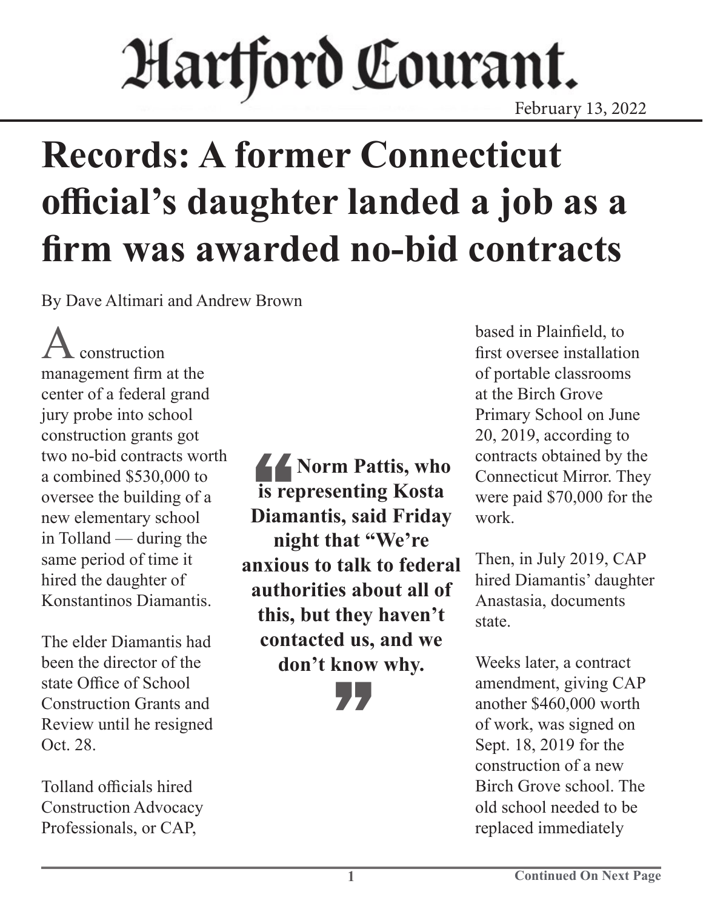# Hartford Courant.

February 13, 2022

# Records: A former Connecticut official's daughter landed a job as a firm was awarded no-bid contracts

By Dave Altimari and Andrew Brown

A construction management firm at the center of a federal grand jury probe into school construction grants got two no-bid contracts worth a combined $530,000 to oversee the building of a new elementary school in Tolland — during the same period of time it hired the daughter of Konstantinos Diamantis.

The elder Diamantis had been the director of the state Office of School Construction Grants and Review until he resigned Oct. 28.

Tolland officials hired Construction Advocacy Professionals, or CAP, based in Plainfield, to first oversee installation of portable classrooms at the Birch Grove Primary School on June 20, 2019, according to contracts obtained by the Connecticut Mirror. They were paid $70,000 for the work.

> **Norm Pattis, who is representing Kosta Diamantis, said Friday night that "We're anxious to talk to federal authorities about all of this, but they haven't contacted us, and we don't know why.**

Then, in July 2019, CAP hired Diamantis' daughter Anastasia, documents state.

Weeks later, a contract amendment, giving CAP another $460,000 worth of work, was signed on Sept. 18, 2019 for the construction of a new Birch Grove school. The old school needed to be replaced immediately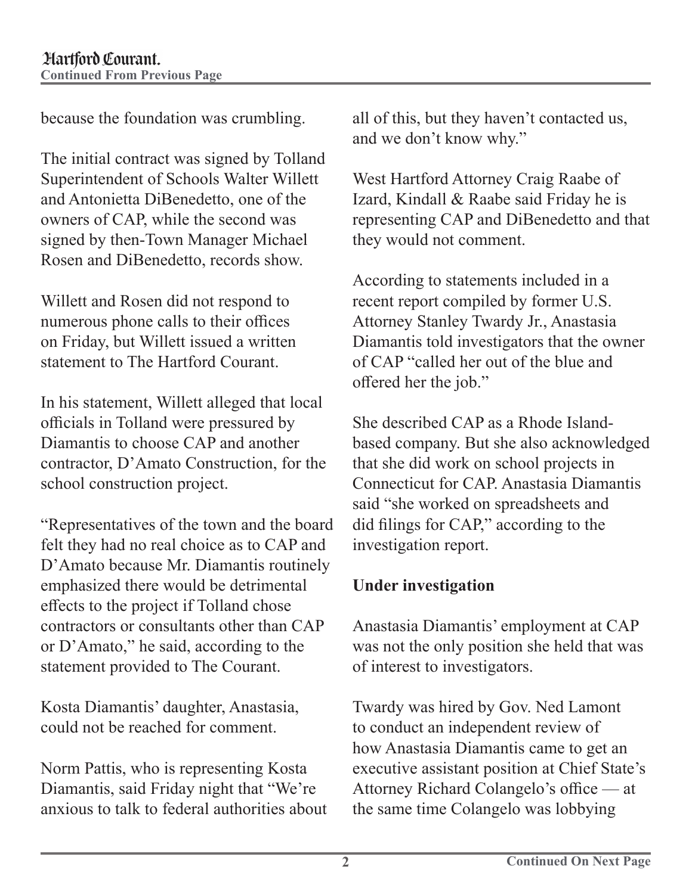because the foundation was crumbling.

The initial contract was signed by Tolland Superintendent of Schools Walter Willett and Antonietta DiBenedetto, one of the owners of CAP, while the second was signed by then-Town Manager Michael Rosen and DiBenedetto, records show.

Willett and Rosen did not respond to numerous phone calls to their offices on Friday, but Willett issued a written statement to The Hartford Courant.

In his statement, Willett alleged that local officials in Tolland were pressured by Diamantis to choose CAP and another contractor, D'Amato Construction, for the school construction project.

"Representatives of the town and the board felt they had no real choice as to CAP and D'Amato because Mr. Diamantis routinely emphasized there would be detrimental effects to the project if Tolland chose contractors or consultants other than CAP or D'Amato," he said, according to the statement provided to The Courant.

Kosta Diamantis' daughter, Anastasia, could not be reached for comment.

Norm Pattis, who is representing Kosta Diamantis, said Friday night that "We're anxious to talk to federal authorities about all of this, but they haven't contacted us, and we don't know why."

West Hartford Attorney Craig Raabe of Izard, Kindall & Raabe said Friday he is representing CAP and DiBenedetto and that they would not comment.

According to statements included in a recent report compiled by former U.S. Attorney Stanley Twardy Jr., Anastasia Diamantis told investigators that the owner of CAP "called her out of the blue and offered her the job."

She described CAP as a Rhode Island-based company. But she also acknowledged that she did work on school projects in Connecticut for CAP. Anastasia Diamantis said "she worked on spreadsheets and did filings for CAP," according to the investigation report.

## Under investigation

Anastasia Diamantis' employment at CAP was not the only position she held that was of interest to investigators.

Twardy was hired by Gov. Ned Lamont to conduct an independent review of how Anastasia Diamantis came to get an executive assistant position at Chief State's Attorney Richard Colangelo's office — at the same time Colangelo was lobbying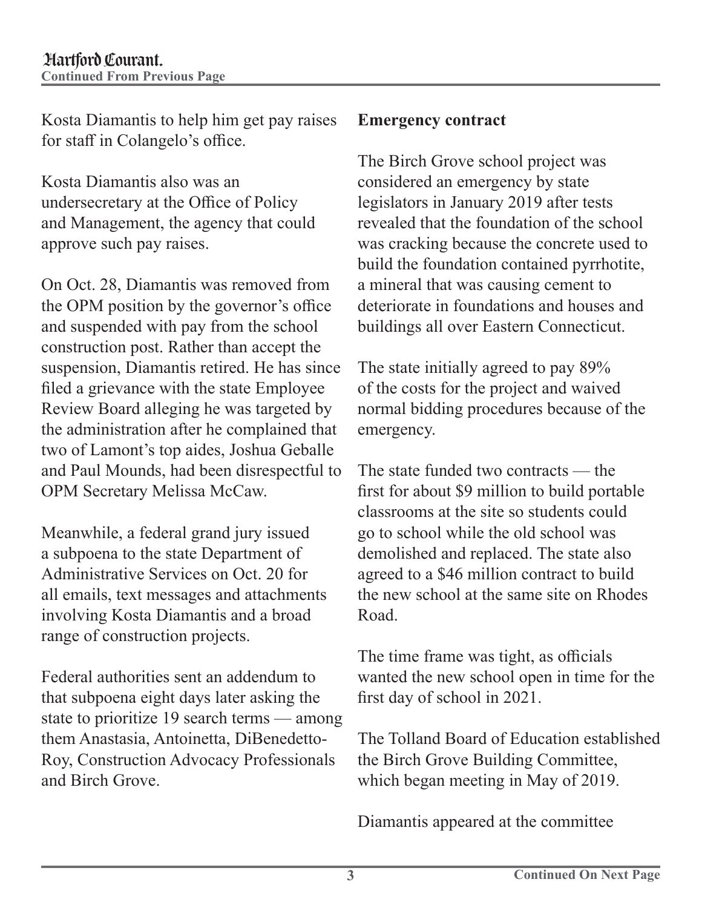Kosta Diamantis to help him get pay raises for staff in Colangelo's office.

Kosta Diamantis also was an undersecretary at the Office of Policy and Management, the agency that could approve such pay raises.

On Oct. 28, Diamantis was removed from the OPM position by the governor's office and suspended with pay from the school construction post. Rather than accept the suspension, Diamantis retired. He has since filed a grievance with the state Employee Review Board alleging he was targeted by the administration after he complained that two of Lamont's top aides, Joshua Geballe and Paul Mounds, had been disrespectful to OPM Secretary Melissa McCaw.

Meanwhile, a federal grand jury issued a subpoena to the state Department of Administrative Services on Oct. 20 for all emails, text messages and attachments involving Kosta Diamantis and a broad range of construction projects.

Federal authorities sent an addendum to that subpoena eight days later asking the state to prioritize 19 search terms — among them Anastasia, Antoinetta, DiBenedetto-Roy, Construction Advocacy Professionals and Birch Grove.

**Emergency contract**

The Birch Grove school project was considered an emergency by state legislators in January 2019 after tests revealed that the foundation of the school was cracking because the concrete used to build the foundation contained pyrrhotite, a mineral that was causing cement to deteriorate in foundations and houses and buildings all over Eastern Connecticut.

The state initially agreed to pay 89% of the costs for the project and waived normal bidding procedures because of the emergency.

The state funded two contracts — the first for about $9 million to build portable classrooms at the site so students could go to school while the old school was demolished and replaced. The state also agreed to a $46 million contract to build the new school at the same site on Rhodes Road.

The time frame was tight, as officials wanted the new school open in time for the first day of school in 2021.

The Tolland Board of Education established the Birch Grove Building Committee, which began meeting in May of 2019.

Diamantis appeared at the committee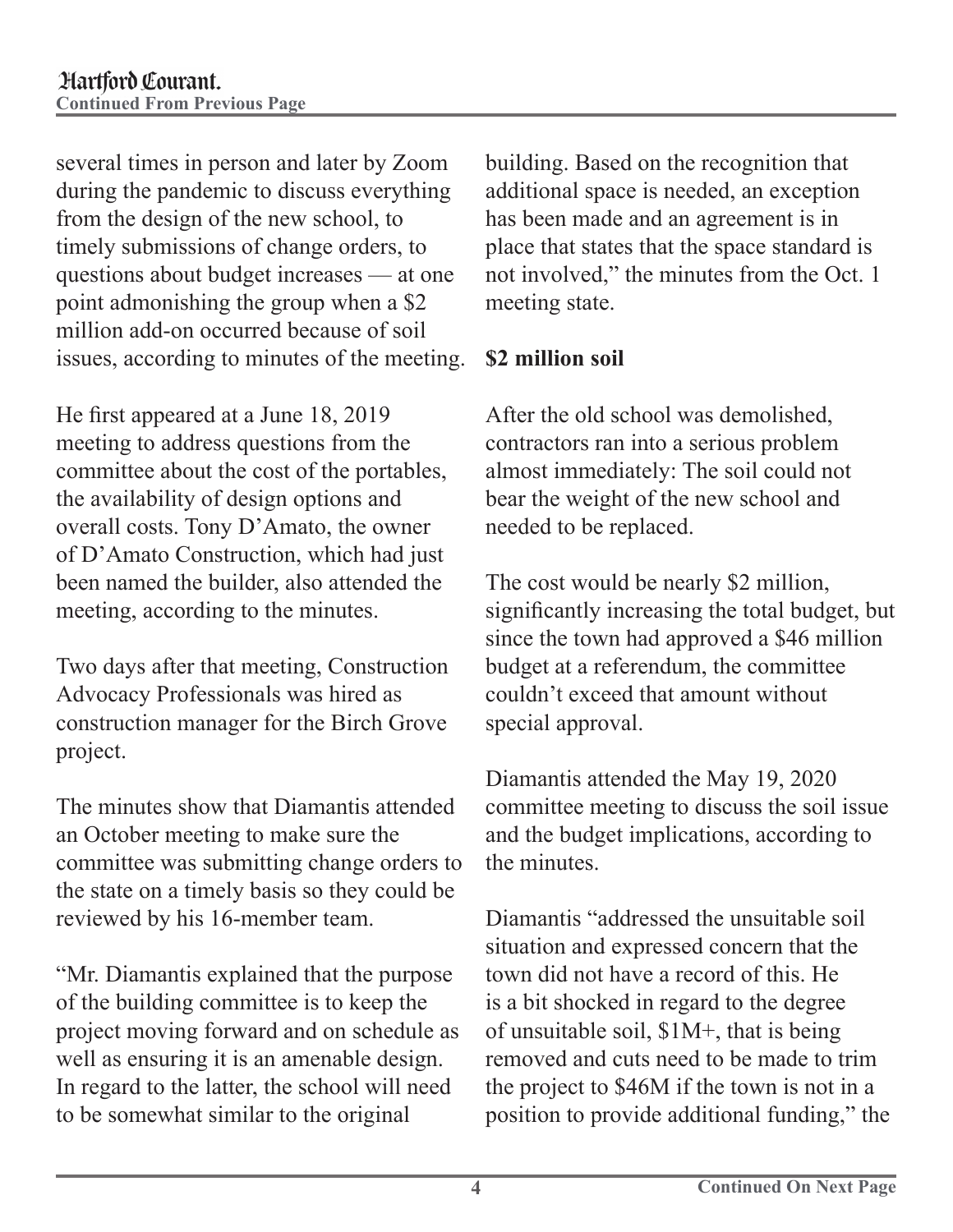several times in person and later by Zoom during the pandemic to discuss everything from the design of the new school, to timely submissions of change orders, to questions about budget increases — at one point admonishing the group when a $2 million add-on occurred because of soil issues, according to minutes of the meeting.

He first appeared at a June 18, 2019 meeting to address questions from the committee about the cost of the portables, the availability of design options and overall costs. Tony D'Amato, the owner of D'Amato Construction, which had just been named the builder, also attended the meeting, according to the minutes.

Two days after that meeting, Construction Advocacy Professionals was hired as construction manager for the Birch Grove project.

The minutes show that Diamantis attended an October meeting to make sure the committee was submitting change orders to the state on a timely basis so they could be reviewed by his 16-member team.

"Mr. Diamantis explained that the purpose of the building committee is to keep the project moving forward and on schedule as well as ensuring it is an amenable design. In regard to the latter, the school will need to be somewhat similar to the original building. Based on the recognition that additional space is needed, an exception has been made and an agreement is in place that states that the space standard is not involved," the minutes from the Oct. 1 meeting state.

**$2 million soil**

After the old school was demolished, contractors ran into a serious problem almost immediately: The soil could not bear the weight of the new school and needed to be replaced.

The cost would be nearly $2 million, significantly increasing the total budget, but since the town had approved a $46 million budget at a referendum, the committee couldn't exceed that amount without special approval.

Diamantis attended the May 19, 2020 committee meeting to discuss the soil issue and the budget implications, according to the minutes.

Diamantis "addressed the unsuitable soil situation and expressed concern that the town did not have a record of this. He is a bit shocked in regard to the degree of unsuitable soil, $1M+, that is being removed and cuts need to be made to trim the project to $46M if the town is not in a position to provide additional funding," the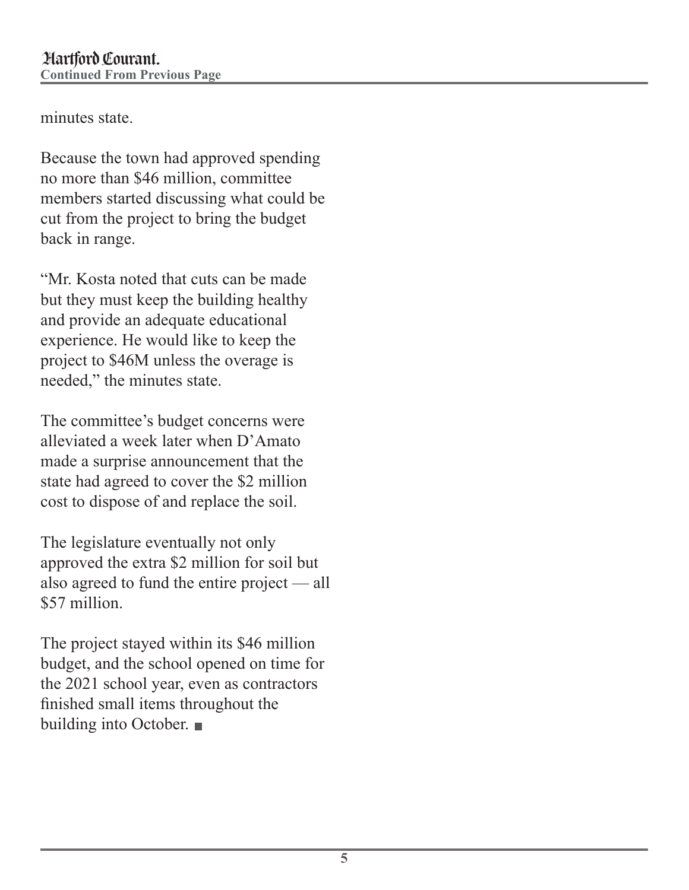minutes state.

Because the town had approved spending no more than $46 million, committee members started discussing what could be cut from the project to bring the budget back in range.

"Mr. Kosta noted that cuts can be made but they must keep the building healthy and provide an adequate educational experience. He would like to keep the project to $46M unless the overage is needed," the minutes state.

The committee's budget concerns were alleviated a week later when D'Amato made a surprise announcement that the state had agreed to cover the $2 million cost to dispose of and replace the soil.

The legislature eventually not only approved the extra $2 million for soil but also agreed to fund the entire project — all $57 million.

The project stayed within its $46 million budget, and the school opened on time for the 2021 school year, even as contractors finished small items throughout the building into October. ■